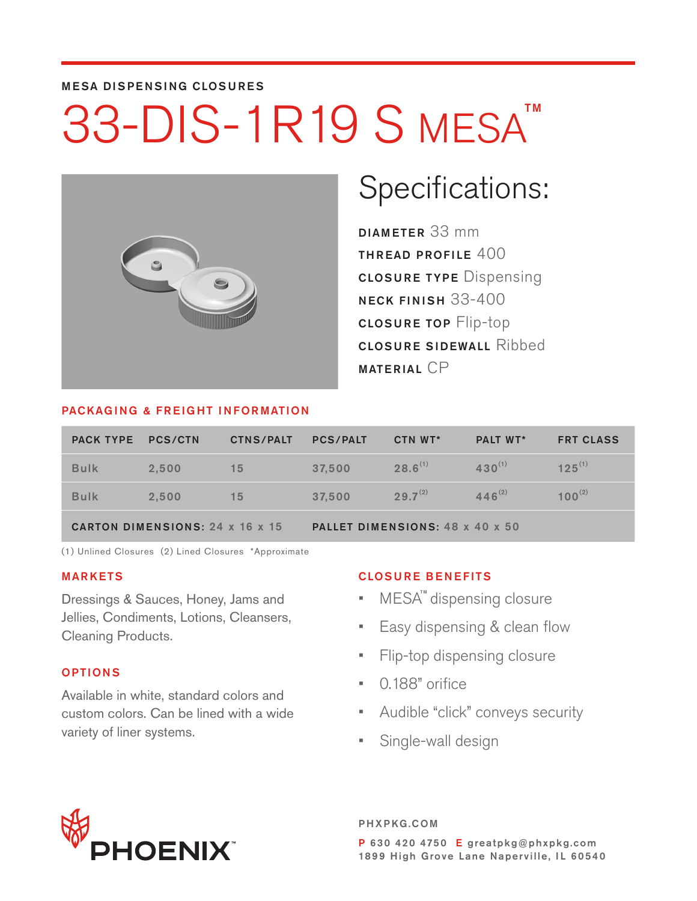MESA DISPENSING CLOSURES

# 33-DIS-1R19 S MESA™

## Specifications:

**DIAMETER** 33 mm
**THREAD PROFILE** 400
**CLOSURE TYPE** Dispensing
**NECK FINISH** 33-400
**CLOSURE TOP** Flip-top
**CLOSURE SIDEWALL** Ribbed
**MATERIAL** CP

### PACKAGING & FREIGHT INFORMATION

| PACK TYPE | PCS/CTN | CTNS/PALT | PCS/PALT | CTN WT* | PALT WT* | FRT CLASS |
|---|---|---|---|---|---|---|
| Bulk | 2,500 | 15 | 37,500 | 28.6 (1) | 430 (1) | 125 (1) |
| Bulk | 2,500 | 15 | 37,500 | 29.7 (2) | 446 (2) | 100 (2) |
| **CARTON DIMENSIONS:** 24 x 16 x 15 | | | **PALLET DIMENSIONS:** 48 x 40 x 50 | | | |

(1) Unlined Closures (2) Lined Closures *Approximate

### MARKETS

Dressings & Sauces, Honey, Jams and Jellies, Condiments, Lotions, Cleansers, Cleaning Products.

### OPTIONS

Available in white, standard colors and custom colors. Can be lined with a wide variety of liner systems.

### CLOSURE BENEFITS

- MESA™ dispensing closure
- Easy dispensing & clean flow
- Flip-top dispensing closure
- 0.188" orifice
- Audible "click" conveys security
- Single-wall design

PHOENIX™

PHXPKG.COM
P 630 420 4750 E greatpkg@phxpkg.com
1899 High Grove Lane Naperville, IL 60540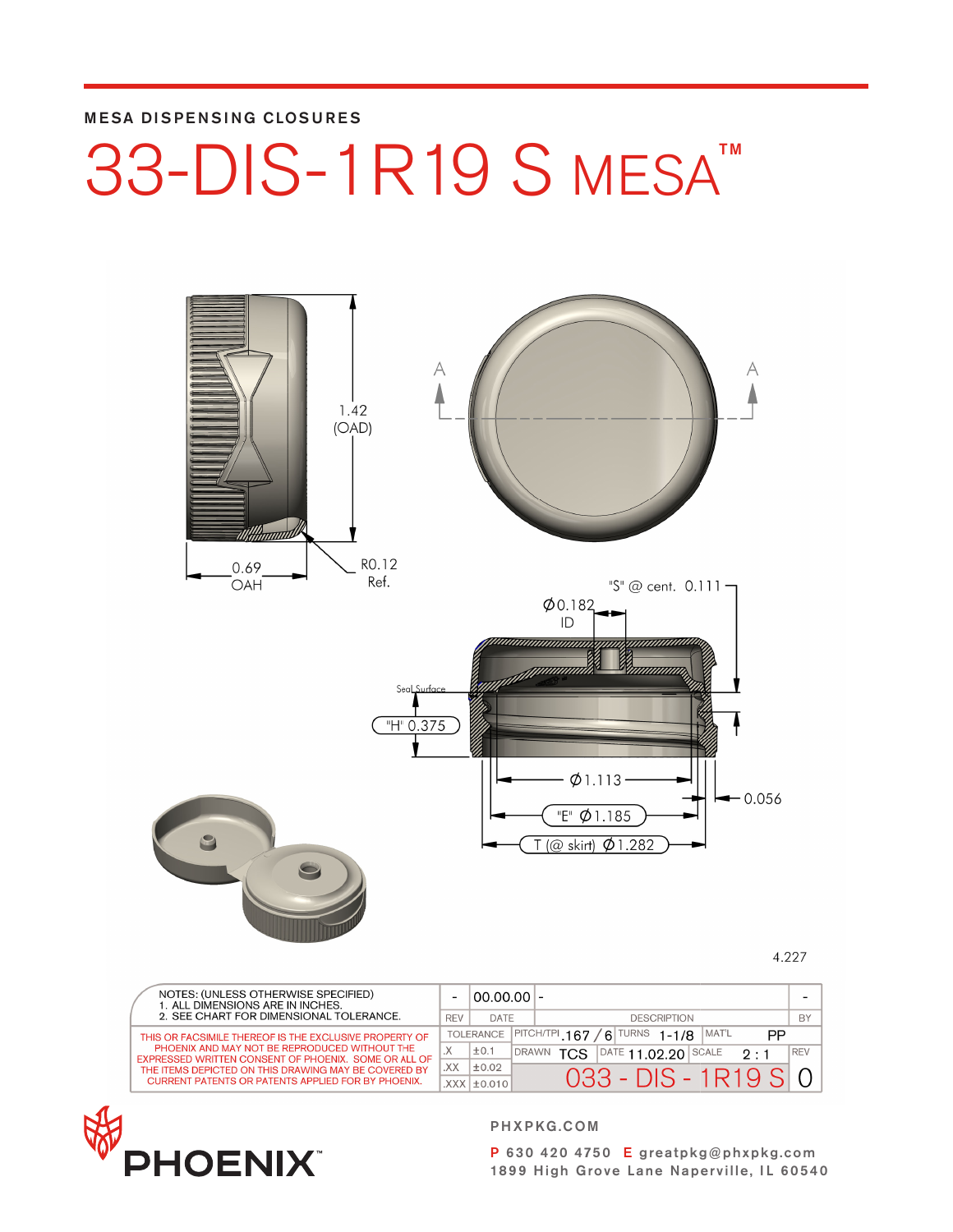MESA DISPENSING CLOSURES

# 33-DIS-1R19 S MESA™

1.42 (OAD)

0.69 OAH

R0.12 Ref.

"S" @ cent. 0.111

Ø0.182 ID

Seal Surface

"H" 0.375

Ø1.113

0.056

"E" Ø1.185

T (@ skirt) Ø1.282

4.227

| NOTES: (UNLESS OTHERWISE SPECIFIED) 1. ALL DIMENSIONS ARE IN INCHES. 2. SEE CHART FOR DIMENSIONAL TOLERANCE. | - | 00.00.00 | - | | | | - |
|---|---|---|---|---|---|---|---|
| | REV | DATE | DESCRIPTION | | | | BY |
| THIS OR FACSIMILE THEREOF IS THE EXCLUSIVE PROPERTY OF PHOENIX AND MAY NOT BE REPRODUCED WITHOUT THE EXPRESSED WRITTEN CONSENT OF PHOENIX. SOME OR ALL OF THE ITEMS DEPICTED ON THIS DRAWING MAY BE COVERED BY CURRENT PATENTS OR PATENTS APPLIED FOR BY PHOENIX. | TOLERANCE | | PITCH/TPI .167 / 6 | TURNS 1-1/8 | MAT'L PP | | |
| | .X | ±0.1 | DRAWN TCS | DATE 11.02.20 | SCALE 2 : 1 | | REV |
| | .XX | ±0.02 | 033 - DIS - 1R19 S | | | | 0 |
| | .XXX | ±0.010 | | | | | |

PHOENIX™

PHXPKG.COM

P 630 420 4750 E greatpkg@phxpkg.com
1899 High Grove Lane Naperville, IL 60540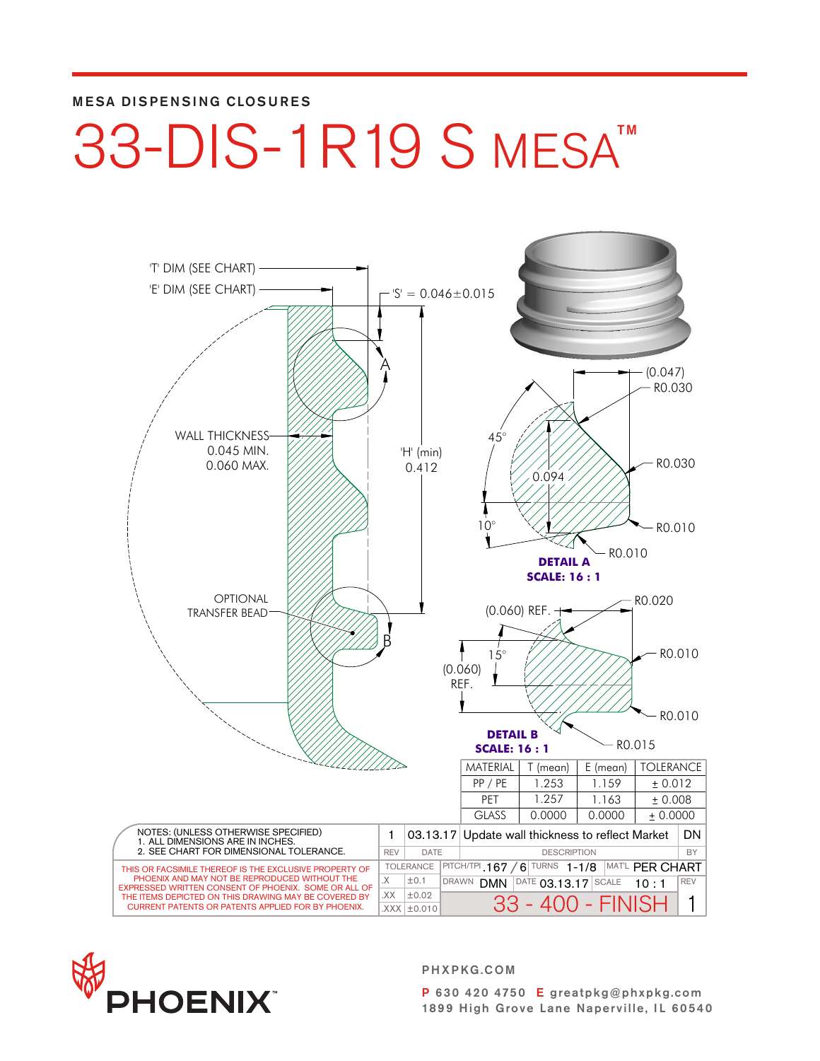MESA DISPENSING CLOSURES

# 33-DIS-1R19 S MESA™

'T' DIM (SEE CHART)

'E' DIM (SEE CHART)

'S' = 0.046±0.015

A

WALL THICKNESS
0.045 MIN.
0.060 MAX.

'H' (min)
0.412

OPTIONAL
TRANSFER BEAD

B

(0.047)
R0.030

45°

0.094

R0.030

10°

R0.010

R0.010

**DETAIL A**
**SCALE: 16 : 1**

(0.060) REF.

R0.020

15°

(0.060)
REF.

R0.010

R0.010

R0.015

**DETAIL B**
**SCALE: 16 : 1**

| MATERIAL | T (mean) | E (mean) | TOLERANCE |
|---|---|---|---|
| PP / PE | 1.253 | 1.159 | ± 0.012 |
| PET | 1.257 | 1.163 | ± 0.008 |
| GLASS | 0.0000 | 0.0000 | ± 0.0000 |

NOTES: (UNLESS OTHERWISE SPECIFIED)
1. ALL DIMENSIONS ARE IN INCHES.
2. SEE CHART FOR DIMENSIONAL TOLERANCE.

THIS OR FACSIMILE THEREOF IS THE EXCLUSIVE PROPERTY OF PHOENIX AND MAY NOT BE REPRODUCED WITHOUT THE EXPRESSED WRITTEN CONSENT OF PHOENIX. SOME OR ALL OF THE ITEMS DEPICTED ON THIS DRAWING MAY BE COVERED BY CURRENT PATENTS OR PATENTS APPLIED FOR BY PHOENIX.

| REV | DATE | DESCRIPTION | BY |
|---|---|---|---|
| 1 | 03.13.17 | Update wall thickness to reflect Market | DN |

| TOLERANCE | | | |
|---|---|---|---|
| .X | ±0.1 | PITCH/TPI .167 / 6 | TURNS 1-1/8 | MAT'L PER CHART |
| .XX | ±0.02 | DRAWN DMN | DATE 03.13.17 | SCALE 10 : 1 |
| .XXX | ±0.010 | 33 - 400 - FINISH | REV 1 |

PHOENIX™

PHXPKG.COM

P 630 420 4750 E greatpkg@phxpkg.com
1899 High Grove Lane Naperville, IL 60540